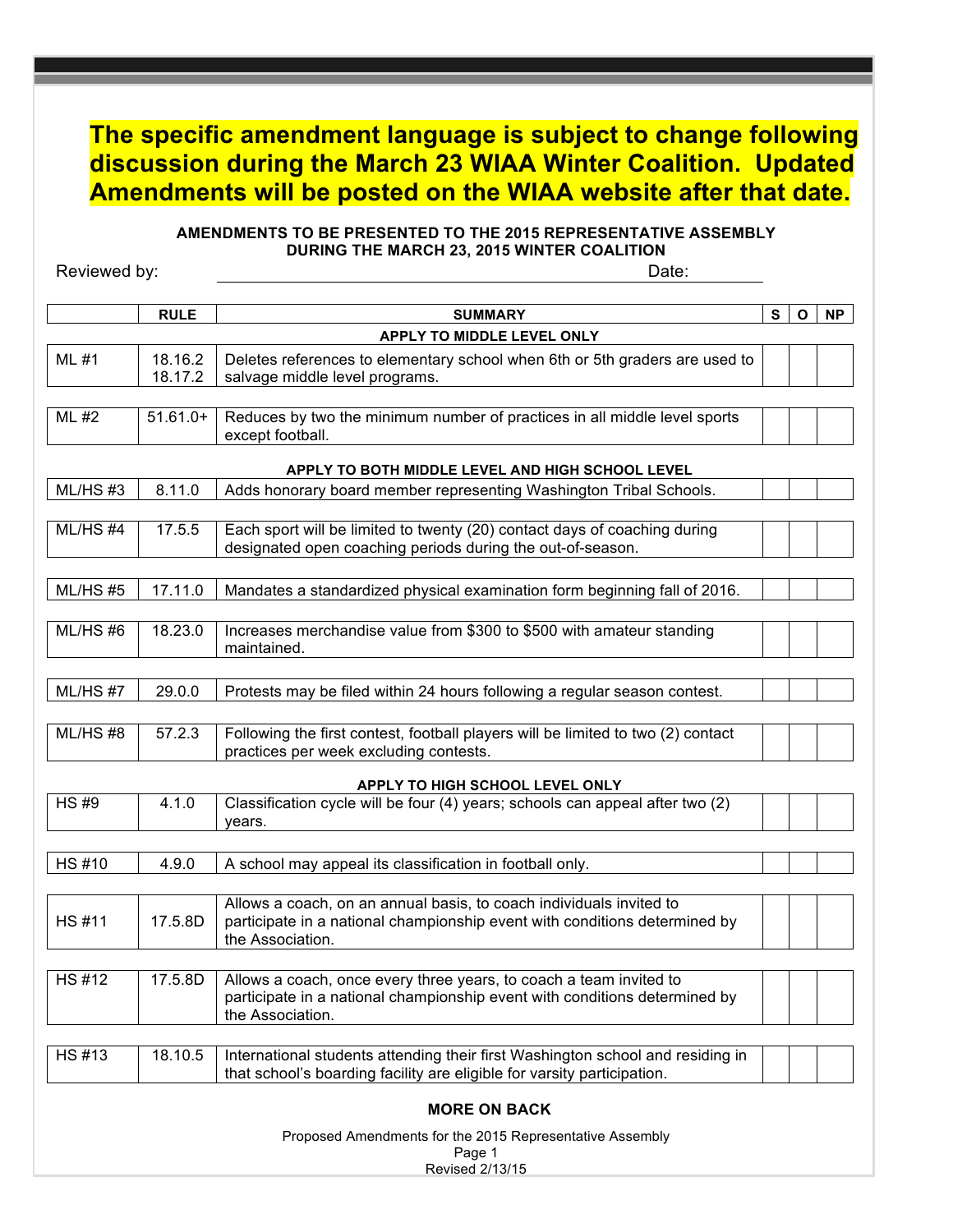**The specific amendment language is subject to change following discussion during the March 23 WIAA Winter Coalition. Updated Amendments will be posted on the WIAA website after that date.**

**AMENDMENTS TO BE PRESENTED TO THE 2015 REPRESENTATIVE ASSEMBLY DURING THE MARCH 23, 2015 WINTER COALITION**

Reviewed by: ______________________________ Date: __________

| | RULE | SUMMARY | S | O | NP |
|---|---|---|---|---|---|
| | | **APPLY TO MIDDLE LEVEL ONLY** | | | |
| ML #1 | 18.16.2<br>18.17.2 | Deletes references to elementary school when 6th or 5th graders are used to salvage middle level programs. | | | |
| ML #2 | 51.61.0+ | Reduces by two the minimum number of practices in all middle level sports except football. | | | |
| | | **APPLY TO BOTH MIDDLE LEVEL AND HIGH SCHOOL LEVEL** | | | |
| ML/HS #3 | 8.11.0 | Adds honorary board member representing Washington Tribal Schools. | | | |
| ML/HS #4 | 17.5.5 | Each sport will be limited to twenty (20) contact days of coaching during designated open coaching periods during the out-of-season. | | | |
| ML/HS #5 | 17.11.0 | Mandates a standardized physical examination form beginning fall of 2016. | | | |
| ML/HS #6 | 18.23.0 | Increases merchandise value from $300 to $500 with amateur standing maintained. | | | |
| ML/HS #7 | 29.0.0 | Protests may be filed within 24 hours following a regular season contest. | | | |
| ML/HS #8 | 57.2.3 | Following the first contest, football players will be limited to two (2) contact practices per week excluding contests. | | | |
| | | **APPLY TO HIGH SCHOOL LEVEL ONLY** | | | |
| HS #9 | 4.1.0 | Classification cycle will be four (4) years; schools can appeal after two (2) years. | | | |
| HS #10 | 4.9.0 | A school may appeal its classification in football only. | | | |
| HS #11 | 17.5.8D | Allows a coach, on an annual basis, to coach individuals invited to participate in a national championship event with conditions determined by the Association. | | | |
| HS #12 | 17.5.8D | Allows a coach, once every three years, to coach a team invited to participate in a national championship event with conditions determined by the Association. | | | |
| HS #13 | 18.10.5 | International students attending their first Washington school and residing in that school's boarding facility are eligible for varsity participation. | | | |

**MORE ON BACK**

Proposed Amendments for the 2015 Representative Assembly
Revised 2/13/15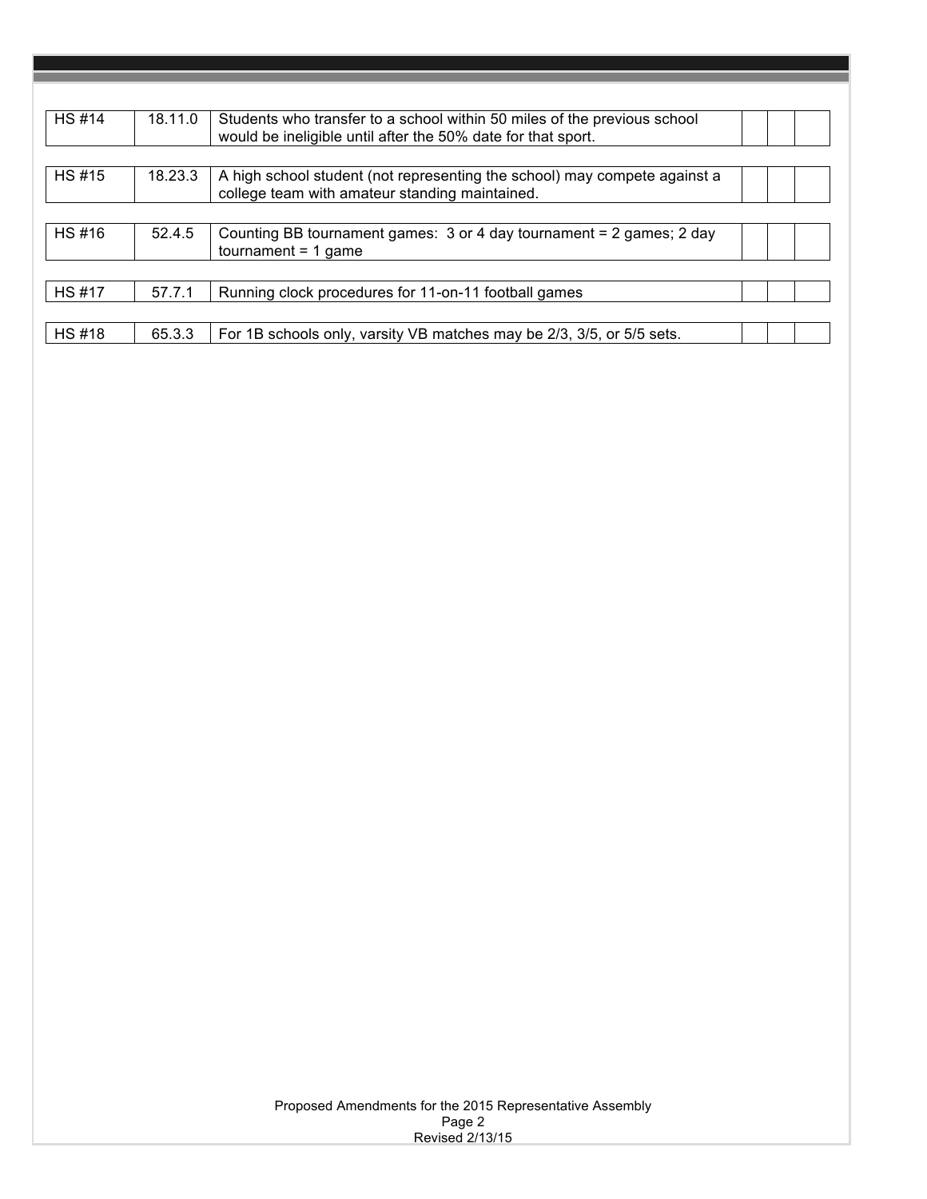| | | | | | |
|---|---|---|---|---|---|
| HS #14 | 18.11.0 | Students who transfer to a school within 50 miles of the previous school would be ineligible until after the 50% date for that sport. | | | |
| HS #15 | 18.23.3 | A high school student (not representing the school) may compete against a college team with amateur standing maintained. | | | |
| HS #16 | 52.4.5 | Counting BB tournament games: 3 or 4 day tournament = 2 games; 2 day tournament = 1 game | | | |
| HS #17 | 57.7.1 | Running clock procedures for 11-on-11 football games | | | |
| HS #18 | 65.3.3 | For 1B schools only, varsity VB matches may be 2/3, 3/5, or 5/5 sets. | | | |

Proposed Amendments for the 2015 Representative Assembly
Revised 2/13/15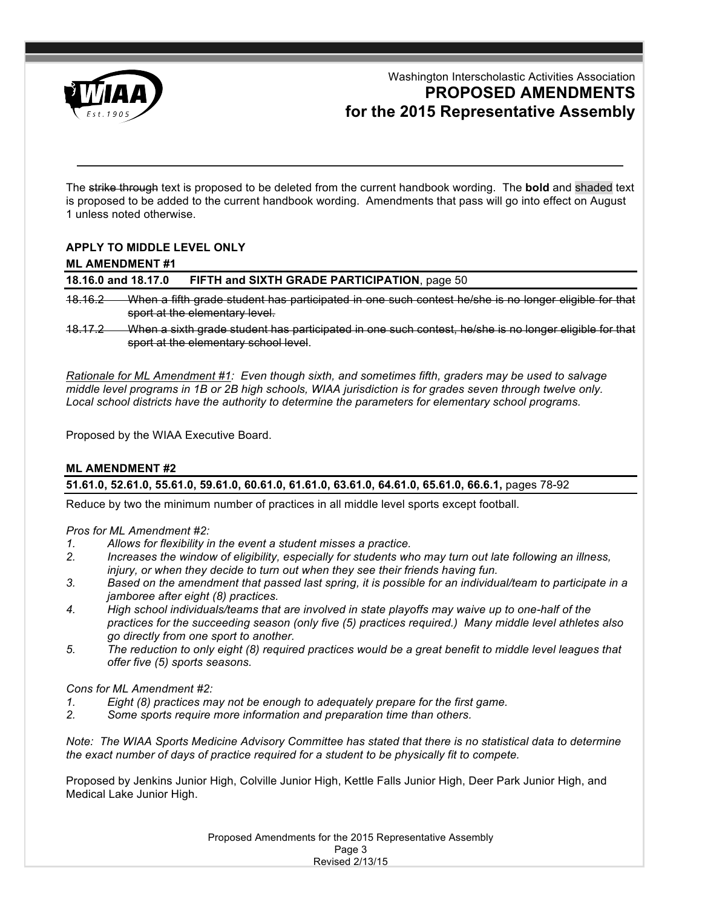Washington Interscholastic Activities Association

# PROPOSED AMENDMENTS for the 2015 Representative Assembly

The ~~strike through~~ text is proposed to be deleted from the current handbook wording. The **bold** and shaded text is proposed to be added to the current handbook wording. Amendments that pass will go into effect on August 1 unless noted otherwise.

## APPLY TO MIDDLE LEVEL ONLY

### ML AMENDMENT #1

**18.16.0 and 18.17.0 FIFTH and SIXTH GRADE PARTICIPATION**, page 50

~~18.16.2 When a fifth grade student has participated in one such contest he/she is no longer eligible for that sport at the elementary level.~~

~~18.17.2 When a sixth grade student has participated in one such contest, he/she is no longer eligible for that sport at the elementary school level.~~

*Rationale for ML Amendment #1: Even though sixth, and sometimes fifth, graders may be used to salvage middle level programs in 1B or 2B high schools, WIAA jurisdiction is for grades seven through twelve only. Local school districts have the authority to determine the parameters for elementary school programs.*

Proposed by the WIAA Executive Board.

### ML AMENDMENT #2

**51.61.0, 52.61.0, 55.61.0, 59.61.0, 60.61.0, 61.61.0, 63.61.0, 64.61.0, 65.61.0, 66.6.1,** pages 78-92

Reduce by two the minimum number of practices in all middle level sports except football.

*Pros for ML Amendment #2:*

1. *Allows for flexibility in the event a student misses a practice.*
2. *Increases the window of eligibility, especially for students who may turn out late following an illness, injury, or when they decide to turn out when they see their friends having fun.*
3. *Based on the amendment that passed last spring, it is possible for an individual/team to participate in a jamboree after eight (8) practices.*
4. *High school individuals/teams that are involved in state playoffs may waive up to one-half of the practices for the succeeding season (only five (5) practices required.) Many middle level athletes also go directly from one sport to another.*
5. *The reduction to only eight (8) required practices would be a great benefit to middle level leagues that offer five (5) sports seasons.*

*Cons for ML Amendment #2:*

1. *Eight (8) practices may not be enough to adequately prepare for the first game.*
2. *Some sports require more information and preparation time than others.*

*Note: The WIAA Sports Medicine Advisory Committee has stated that there is no statistical data to determine the exact number of days of practice required for a student to be physically fit to compete.*

Proposed by Jenkins Junior High, Colville Junior High, Kettle Falls Junior High, Deer Park Junior High, and Medical Lake Junior High.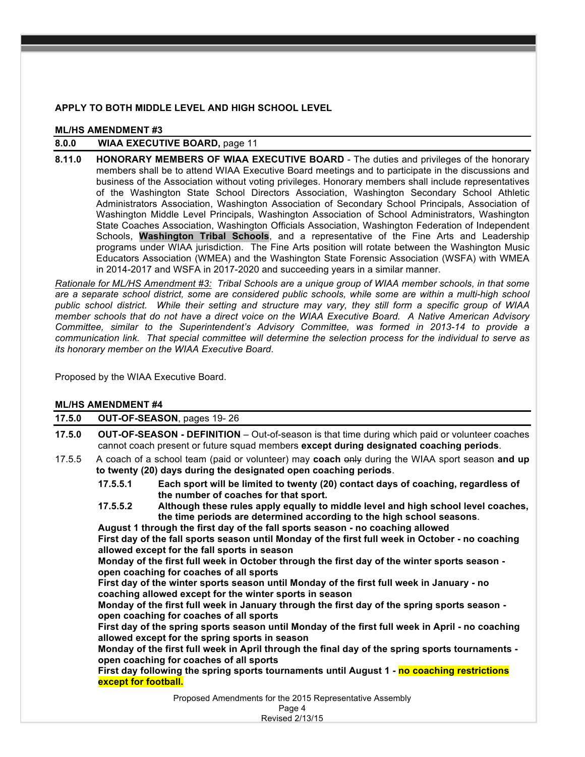**APPLY TO BOTH MIDDLE LEVEL AND HIGH SCHOOL LEVEL**

**ML/HS AMENDMENT #3**

**8.0.0 WIAA EXECUTIVE BOARD,** page 11

**8.11.0 HONORARY MEMBERS OF WIAA EXECUTIVE BOARD** - The duties and privileges of the honorary members shall be to attend WIAA Executive Board meetings and to participate in the discussions and business of the Association without voting privileges. Honorary members shall include representatives of the Washington State School Directors Association, Washington Secondary School Athletic Administrators Association, Washington Association of Secondary School Principals, Association of Washington Middle Level Principals, Washington Association of School Administrators, Washington State Coaches Association, Washington Officials Association, Washington Federation of Independent Schools, **Washington Tribal Schools**, and a representative of the Fine Arts and Leadership programs under WIAA jurisdiction. The Fine Arts position will rotate between the Washington Music Educators Association (WMEA) and the Washington State Forensic Association (WSFA) with WMEA in 2014-2017 and WSFA in 2017-2020 and succeeding years in a similar manner.

*Rationale for ML/HS Amendment #3: Tribal Schools are a unique group of WIAA member schools, in that some are a separate school district, some are considered public schools, while some are within a multi-high school public school district. While their setting and structure may vary, they still form a specific group of WIAA member schools that do not have a direct voice on the WIAA Executive Board. A Native American Advisory Committee, similar to the Superintendent's Advisory Committee, was formed in 2013-14 to provide a communication link. That special committee will determine the selection process for the individual to serve as its honorary member on the WIAA Executive Board.*

Proposed by the WIAA Executive Board.

**ML/HS AMENDMENT #4**

**17.5.0 OUT-OF-SEASON**, pages 19- 26

**17.5.0 OUT-OF-SEASON - DEFINITION** – Out-of-season is that time during which paid or volunteer coaches cannot coach present or future squad members **except during designated coaching periods**.

17.5.5 A coach of a school team (paid or volunteer) may **coach** ~~only~~ during the WIAA sport season **and up to twenty (20) days during the designated open coaching periods**.

**17.5.5.1 Each sport will be limited to twenty (20) contact days of coaching, regardless of the number of coaches for that sport.**

**17.5.5.2 Although these rules apply equally to middle level and high school level coaches, the time periods are determined according to the high school seasons**.

**August 1 through the first day of the fall sports season - no coaching allowed**

**First day of the fall sports season until Monday of the first full week in October - no coaching allowed except for the fall sports in season**

**Monday of the first full week in October through the first day of the winter sports season - open coaching for coaches of all sports**

**First day of the winter sports season until Monday of the first full week in January - no coaching allowed except for the winter sports in season**

**Monday of the first full week in January through the first day of the spring sports season - open coaching for coaches of all sports**

**First day of the spring sports season until Monday of the first full week in April - no coaching allowed except for the spring sports in season**

**Monday of the first full week in April through the final day of the spring sports tournaments - open coaching for coaches of all sports**

**First day following the spring sports tournaments until August 1 - no coaching restrictions except for football.**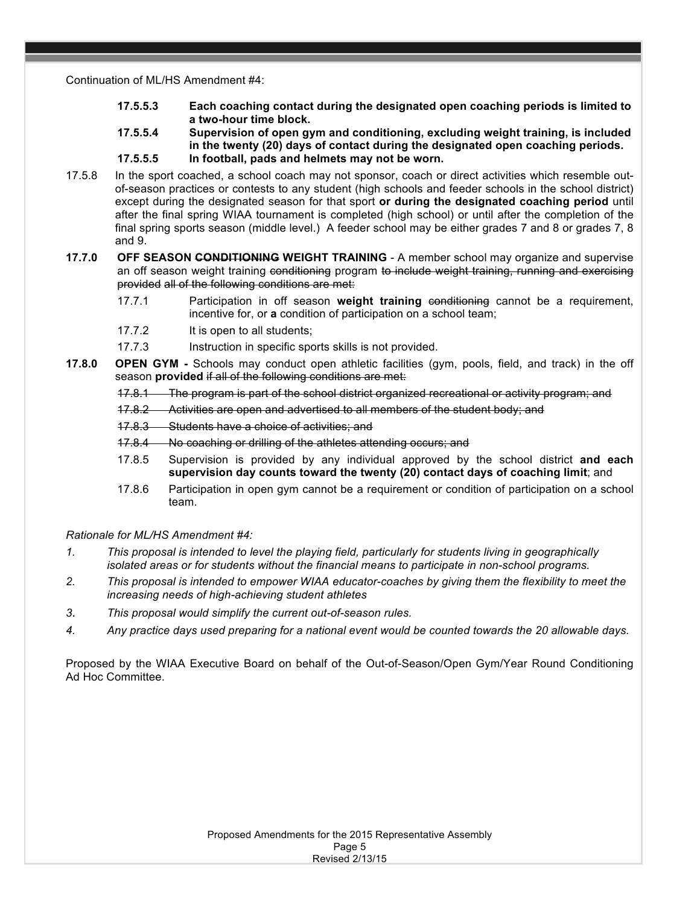Continuation of ML/HS Amendment #4:

> **17.5.5.3 Each coaching contact during the designated open coaching periods is limited to a two-hour time block.**
>
> **17.5.5.4 Supervision of open gym and conditioning, excluding weight training, is included in the twenty (20) days of contact during the designated open coaching periods.**
>
> **17.5.5.5 In football, pads and helmets may not be worn.**

17.5.8 In the sport coached, a school coach may not sponsor, coach or direct activities which resemble out-of-season practices or contests to any student (high schools and feeder schools in the school district) except during the designated season for that sport **or during the designated coaching period** until after the final spring WIAA tournament is completed (high school) or until after the completion of the final spring sports season (middle level.) A feeder school may be either grades 7 and 8 or grades 7, 8 and 9.

**17.7.0 OFF SEASON ~~CONDITIONING~~ WEIGHT TRAINING** - A member school may organize and supervise an off season weight training ~~conditioning~~ program ~~to include weight training, running and exercising provided~~ all of the following conditions are met:

> 17.7.1 Participation in off season **weight training** ~~conditioning~~ cannot be a requirement, incentive for, or **a** condition of participation on a school team;
>
> 17.7.2 It is open to all students;
>
> 17.7.3 Instruction in specific sports skills is not provided.

**17.8.0 OPEN GYM -** Schools may conduct open athletic facilities (gym, pools, field, and track) in the off season **provided** ~~if all of the following conditions are met:~~

> ~~17.8.1 The program is part of the school district organized recreational or activity program; and~~
>
> ~~17.8.2 Activities are open and advertised to all members of the student body; and~~
>
> ~~17.8.3 Students have a choice of activities; and~~
>
> ~~17.8.4 No coaching or drilling of the athletes attending occurs; and~~
>
> 17.8.5 Supervision is provided by any individual approved by the school district **and each supervision day counts toward the twenty (20) contact days of coaching limit**; and
>
> 17.8.6 Participation in open gym cannot be a requirement or condition of participation on a school team.

*Rationale for ML/HS Amendment #4:*

1. *This proposal is intended to level the playing field, particularly for students living in geographically isolated areas or for students without the financial means to participate in non-school programs.*
2. *This proposal is intended to empower WIAA educator-coaches by giving them the flexibility to meet the increasing needs of high-achieving student athletes*
3. *This proposal would simplify the current out-of-season rules.*
4. *Any practice days used preparing for a national event would be counted towards the 20 allowable days.*

Proposed by the WIAA Executive Board on behalf of the Out-of-Season/Open Gym/Year Round Conditioning Ad Hoc Committee.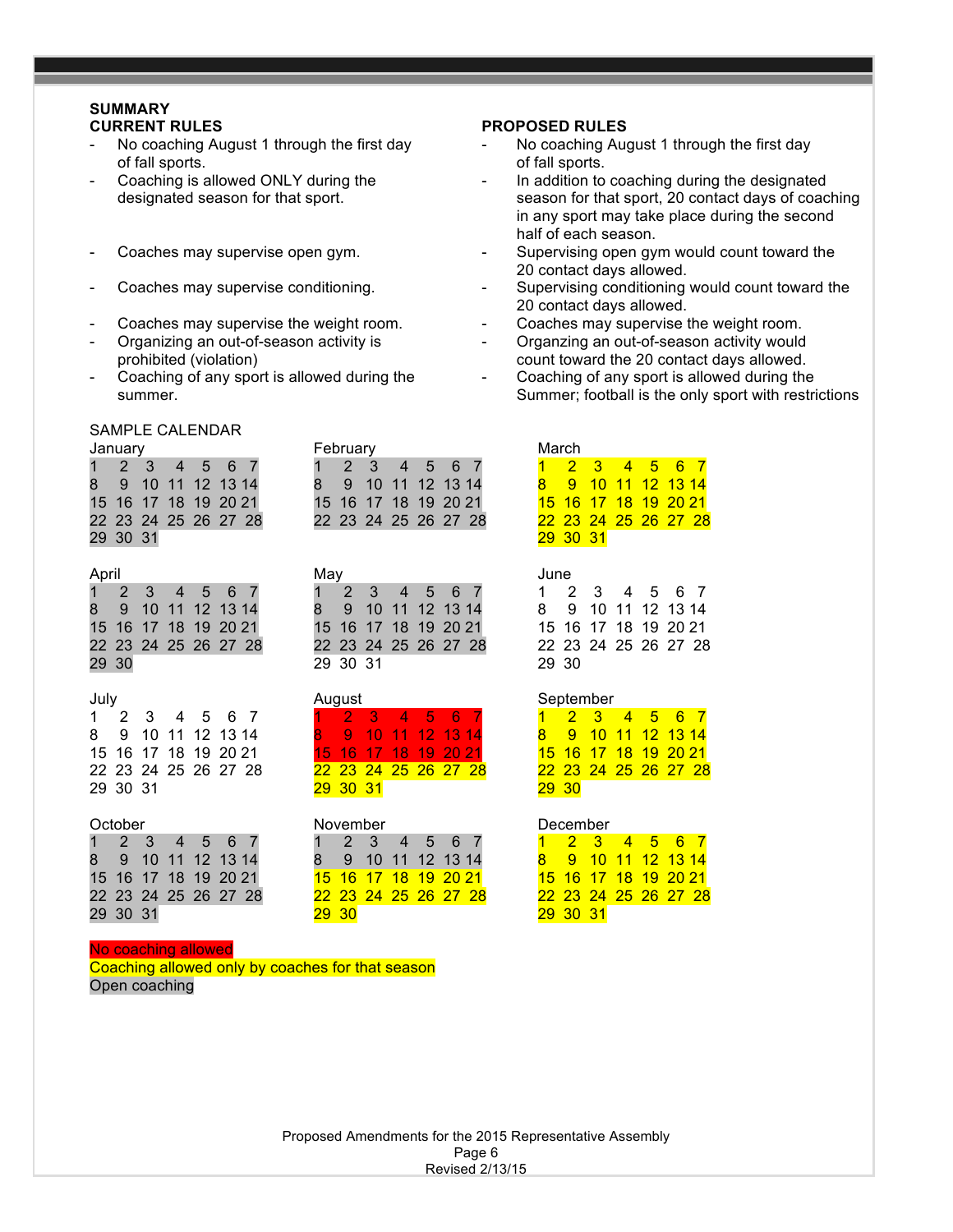## SUMMARY

| CURRENT RULES | PROPOSED RULES |
|---|---|
| - No coaching August 1 through the first day of fall sports. | - No coaching August 1 through the first day of fall sports. |
| - Coaching is allowed ONLY during the designated season for that sport. | - In addition to coaching during the designated season for that sport, 20 contact days of coaching in any sport may take place during the second half of each season. |
| - Coaches may supervise open gym. | - Supervising open gym would count toward the 20 contact days allowed. |
| - Coaches may supervise conditioning. | - Supervising conditioning would count toward the 20 contact days allowed. |
| - Coaches may supervise the weight room. | - Coaches may supervise the weight room. |
| - Organizing an out-of-season activity is prohibited (violation) | - Organzing an out-of-season activity would count toward the 20 contact days allowed. |
| - Coaching of any sport is allowed during the summer. | - Coaching of any sport is allowed during the Summer; football is the only sport with restrictions |

### SAMPLE CALENDAR

**January** *(1–31: Open coaching)*

| | | | | | | |
|---|---|---|---|---|---|---|
| 1 | 2 | 3 | 4 | 5 | 6 | 7 |
| 8 | 9 | 10 | 11 | 12 | 13 | 14 |
| 15 | 16 | 17 | 18 | 19 | 20 | 21 |
| 22 | 23 | 24 | 25 | 26 | 27 | 28 |
| 29 | 30 | 31 | | | | |

**February** *(1–28: Open coaching)*

| | | | | | | |
|---|---|---|---|---|---|---|
| 1 | 2 | 3 | 4 | 5 | 6 | 7 |
| 8 | 9 | 10 | 11 | 12 | 13 | 14 |
| 15 | 16 | 17 | 18 | 19 | 20 | 21 |
| 22 | 23 | 24 | 25 | 26 | 27 | 28 |

**March** *(1–31: Coaching allowed only by coaches for that season)*

| | | | | | | |
|---|---|---|---|---|---|---|
| 1 | 2 | 3 | 4 | 5 | 6 | 7 |
| 8 | 9 | 10 | 11 | 12 | 13 | 14 |
| 15 | 16 | 17 | 18 | 19 | 20 | 21 |
| 22 | 23 | 24 | 25 | 26 | 27 | 28 |
| 29 | 30 | 31 | | | | |

**April** *(1–30: Open coaching)*

| | | | | | | |
|---|---|---|---|---|---|---|
| 1 | 2 | 3 | 4 | 5 | 6 | 7 |
| 8 | 9 | 10 | 11 | 12 | 13 | 14 |
| 15 | 16 | 17 | 18 | 19 | 20 | 21 |
| 22 | 23 | 24 | 25 | 26 | 27 | 28 |
| 29 | 30 | | | | | |

**May** *(1–28: Open coaching; 29–31: not highlighted)*

| | | | | | | |
|---|---|---|---|---|---|---|
| 1 | 2 | 3 | 4 | 5 | 6 | 7 |
| 8 | 9 | 10 | 11 | 12 | 13 | 14 |
| 15 | 16 | 17 | 18 | 19 | 20 | 21 |
| 22 | 23 | 24 | 25 | 26 | 27 | 28 |
| 29 | 30 | 31 | | | | |

**June** *(not highlighted)*

| | | | | | | |
|---|---|---|---|---|---|---|
| 1 | 2 | 3 | 4 | 5 | 6 | 7 |
| 8 | 9 | 10 | 11 | 12 | 13 | 14 |
| 15 | 16 | 17 | 18 | 19 | 20 | 21 |
| 22 | 23 | 24 | 25 | 26 | 27 | 28 |
| 29 | 30 | | | | | |

**July** *(not highlighted)*

| | | | | | | |
|---|---|---|---|---|---|---|
| 1 | 2 | 3 | 4 | 5 | 6 | 7 |
| 8 | 9 | 10 | 11 | 12 | 13 | 14 |
| 15 | 16 | 17 | 18 | 19 | 20 | 21 |
| 22 | 23 | 24 | 25 | 26 | 27 | 28 |
| 29 | 30 | 31 | | | | |

**August** *(1–21: No coaching allowed; 22–31: Coaching allowed only by coaches for that season)*

| | | | | | | |
|---|---|---|---|---|---|---|
| 1 | 2 | 3 | 4 | 5 | 6 | 7 |
| 8 | 9 | 10 | 11 | 12 | 13 | 14 |
| 15 | 16 | 17 | 18 | 19 | 20 | 21 |
| 22 | 23 | 24 | 25 | 26 | 27 | 28 |
| 29 | 30 | 31 | | | | |

**September** *(1–30: Coaching allowed only by coaches for that season)*

| | | | | | | |
|---|---|---|---|---|---|---|
| 1 | 2 | 3 | 4 | 5 | 6 | 7 |
| 8 | 9 | 10 | 11 | 12 | 13 | 14 |
| 15 | 16 | 17 | 18 | 19 | 20 | 21 |
| 22 | 23 | 24 | 25 | 26 | 27 | 28 |
| 29 | 30 | | | | | |

**October** *(1–31: Open coaching)*

| | | | | | | |
|---|---|---|---|---|---|---|
| 1 | 2 | 3 | 4 | 5 | 6 | 7 |
| 8 | 9 | 10 | 11 | 12 | 13 | 14 |
| 15 | 16 | 17 | 18 | 19 | 20 | 21 |
| 22 | 23 | 24 | 25 | 26 | 27 | 28 |
| 29 | 30 | 31 | | | | |

**November** *(1–14: Open coaching; 15–30: Coaching allowed only by coaches for that season)*

| | | | | | | |
|---|---|---|---|---|---|---|
| 1 | 2 | 3 | 4 | 5 | 6 | 7 |
| 8 | 9 | 10 | 11 | 12 | 13 | 14 |
| 15 | 16 | 17 | 18 | 19 | 20 | 21 |
| 22 | 23 | 24 | 25 | 26 | 27 | 28 |
| 29 | 30 | | | | | |

**December** *(1–31: Coaching allowed only by coaches for that season)*

| | | | | | | |
|---|---|---|---|---|---|---|
| 1 | 2 | 3 | 4 | 5 | 6 | 7 |
| 8 | 9 | 10 | 11 | 12 | 13 | 14 |
| 15 | 16 | 17 | 18 | 19 | 20 | 21 |
| 22 | 23 | 24 | 25 | 26 | 27 | 28 |
| 29 | 30 | 31 | | | | |

No coaching allowed (red)
Coaching allowed only by coaches for that season (yellow)
Open coaching (gray)

Proposed Amendments for the 2015 Representative Assembly
Revised 2/13/15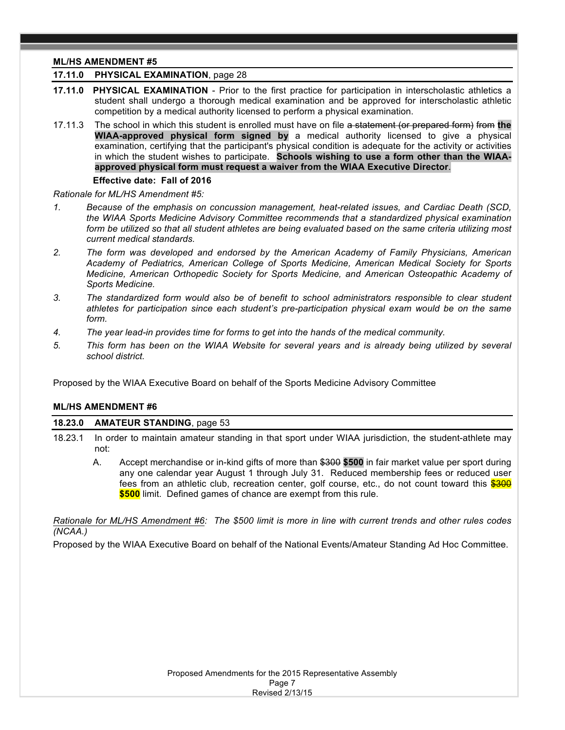**ML/HS AMENDMENT #5**

**17.11.0 PHYSICAL EXAMINATION**, page 28

**17.11.0 PHYSICAL EXAMINATION** - Prior to the first practice for participation in interscholastic athletics a student shall undergo a thorough medical examination and be approved for interscholastic athletic competition by a medical authority licensed to perform a physical examination.

17.11.3 The school in which this student is enrolled must have on file ~~a statement (or prepared form)~~ ~~from~~ **the WIAA-approved physical form signed by** a medical authority licensed to give a physical examination, certifying that the participant's physical condition is adequate for the activity or activities in which the student wishes to participate. **Schools wishing to use a form other than the WIAA-approved physical form must request a waiver from the WIAA Executive Director**.

**Effective date: Fall of 2016**

*Rationale for ML/HS Amendment #5:*

1. *Because of the emphasis on concussion management, heat-related issues, and Cardiac Death (SCD, the WIAA Sports Medicine Advisory Committee recommends that a standardized physical examination form be utilized so that all student athletes are being evaluated based on the same criteria utilizing most current medical standards.*
2. *The form was developed and endorsed by the American Academy of Family Physicians, American Academy of Pediatrics, American College of Sports Medicine, American Medical Society for Sports Medicine, American Orthopedic Society for Sports Medicine, and American Osteopathic Academy of Sports Medicine.*
3. *The standardized form would also be of benefit to school administrators responsible to clear student athletes for participation since each student's pre-participation physical exam would be on the same form.*
4. *The year lead-in provides time for forms to get into the hands of the medical community.*
5. *This form has been on the WIAA Website for several years and is already being utilized by several school district.*

Proposed by the WIAA Executive Board on behalf of the Sports Medicine Advisory Committee

**ML/HS AMENDMENT #6**

**18.23.0 AMATEUR STANDING**, page 53

18.23.1 In order to maintain amateur standing in that sport under WIAA jurisdiction, the student-athlete may not:

A. Accept merchandise or in-kind gifts of more than ~~$300~~ **$500** in fair market value per sport during any one calendar year August 1 through July 31. Reduced membership fees or reduced user fees from an athletic club, recreation center, golf course, etc., do not count toward this ~~$300~~ **$500** limit. Defined games of chance are exempt from this rule.

<u>*Rationale for ML/HS Amendment #6*</u>*: The $500 limit is more in line with current trends and other rules codes (NCAA.)*

Proposed by the WIAA Executive Board on behalf of the National Events/Amateur Standing Ad Hoc Committee.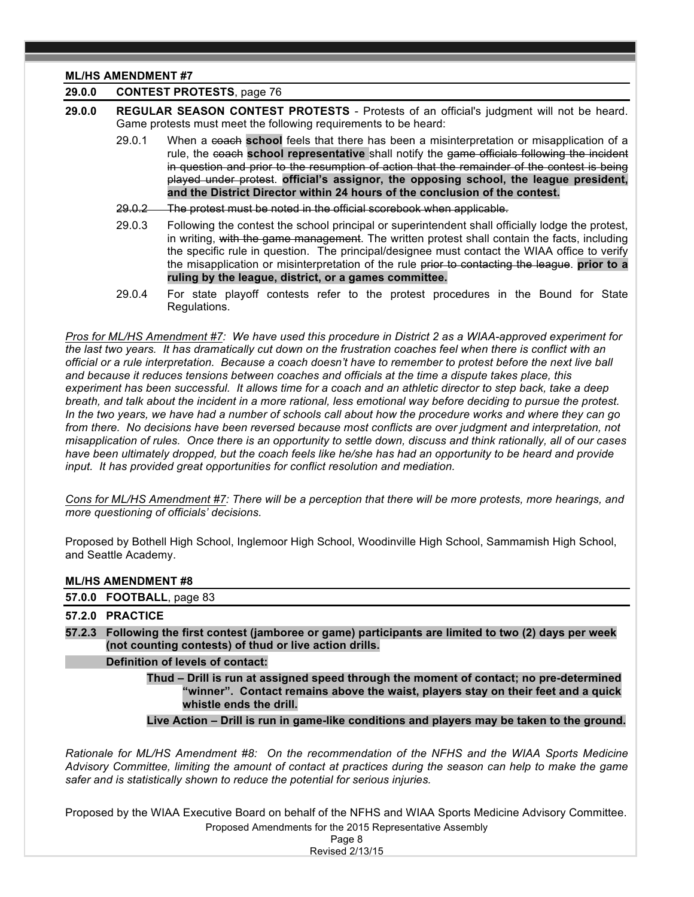**ML/HS AMENDMENT #7**

**29.0.0 CONTEST PROTESTS**, page 76

**29.0.0 REGULAR SEASON CONTEST PROTESTS** - Protests of an official's judgment will not be heard. Game protests must meet the following requirements to be heard:

29.0.1 When a ~~coach~~ **school** feels that there has been a misinterpretation or misapplication of a rule, the ~~coach~~ **school representative** shall notify the ~~game officials following the incident in question and prior to the resumption of action that the remainder of the contest is being played under protest~~. **official's assignor, the opposing school, the league president, and the District Director within 24 hours of the conclusion of the contest.**

~~29.0.2 The protest must be noted in the official scorebook when applicable.~~

29.0.3 Following the contest the school principal or superintendent shall officially lodge the protest, in writing, ~~with the game management~~. The written protest shall contain the facts, including the specific rule in question. The principal/designee must contact the WIAA office to verify the misapplication or misinterpretation of the rule ~~prior to contacting the league~~. **prior to a ruling by the league, district, or a games committee.**

29.0.4 For state playoff contests refer to the protest procedures in the Bound for State Regulations.

*Pros for ML/HS Amendment #7: We have used this procedure in District 2 as a WIAA-approved experiment for the last two years. It has dramatically cut down on the frustration coaches feel when there is conflict with an official or a rule interpretation. Because a coach doesn't have to remember to protest before the next live ball and because it reduces tensions between coaches and officials at the time a dispute takes place, this experiment has been successful. It allows time for a coach and an athletic director to step back, take a deep breath, and talk about the incident in a more rational, less emotional way before deciding to pursue the protest. In the two years, we have had a number of schools call about how the procedure works and where they can go from there. No decisions have been reversed because most conflicts are over judgment and interpretation, not misapplication of rules. Once there is an opportunity to settle down, discuss and think rationally, all of our cases have been ultimately dropped, but the coach feels like he/she has had an opportunity to be heard and provide input. It has provided great opportunities for conflict resolution and mediation.*

*Cons for ML/HS Amendment #7: There will be a perception that there will be more protests, more hearings, and more questioning of officials' decisions.*

Proposed by Bothell High School, Inglemoor High School, Woodinville High School, Sammamish High School, and Seattle Academy.

**ML/HS AMENDMENT #8**

**57.0.0 FOOTBALL**, page 83

**57.2.0 PRACTICE**

**57.2.3 Following the first contest (jamboree or game) participants are limited to two (2) days per week (not counting contests) of thud or live action drills.**

**Definition of levels of contact:**

**Thud – Drill is run at assigned speed through the moment of contact; no pre-determined "winner". Contact remains above the waist, players stay on their feet and a quick whistle ends the drill.**

**Live Action – Drill is run in game-like conditions and players may be taken to the ground.**

*Rationale for ML/HS Amendment #8: On the recommendation of the NFHS and the WIAA Sports Medicine Advisory Committee, limiting the amount of contact at practices during the season can help to make the game safer and is statistically shown to reduce the potential for serious injuries.*

Proposed by the WIAA Executive Board on behalf of the NFHS and WIAA Sports Medicine Advisory Committee.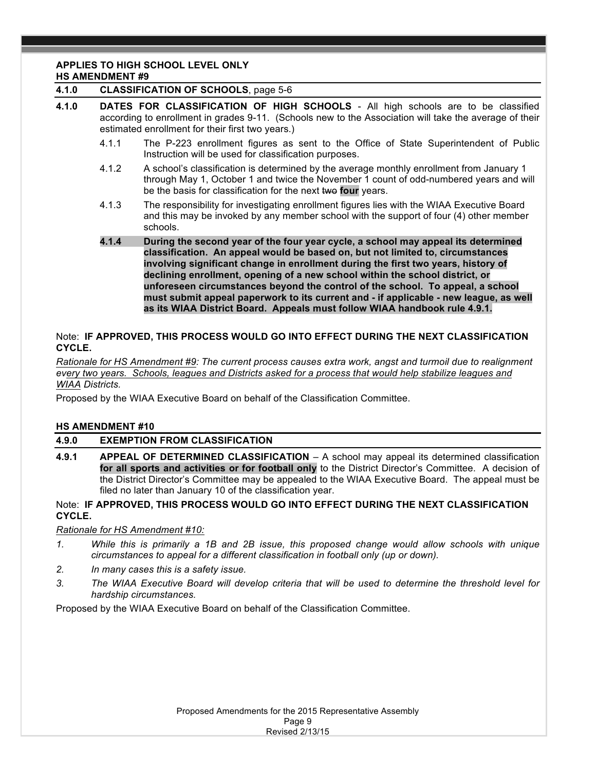**APPLIES TO HIGH SCHOOL LEVEL ONLY**
**HS AMENDMENT #9**

**4.1.0 CLASSIFICATION OF SCHOOLS**, page 5-6

**4.1.0 DATES FOR CLASSIFICATION OF HIGH SCHOOLS** - All high schools are to be classified according to enrollment in grades 9-11. (Schools new to the Association will take the average of their estimated enrollment for their first two years.)

- 4.1.1 The P-223 enrollment figures as sent to the Office of State Superintendent of Public Instruction will be used for classification purposes.
- 4.1.2 A school's classification is determined by the average monthly enrollment from January 1 through May 1, October 1 and twice the November 1 count of odd-numbered years and will be the basis for classification for the next ~~two~~ **four** years.
- 4.1.3 The responsibility for investigating enrollment figures lies with the WIAA Executive Board and this may be invoked by any member school with the support of four (4) other member schools.
- **4.1.4 During the second year of the four year cycle, a school may appeal its determined classification. An appeal would be based on, but not limited to, circumstances involving significant change in enrollment during the first two years, history of declining enrollment, opening of a new school within the school district, or unforeseen circumstances beyond the control of the school. To appeal, a school must submit appeal paperwork to its current and - if applicable - new league, as well as its WIAA District Board. Appeals must follow WIAA handbook rule 4.9.1.**

Note: **IF APPROVED, THIS PROCESS WOULD GO INTO EFFECT DURING THE NEXT CLASSIFICATION CYCLE.**

*Rationale for HS Amendment #9: The current process causes extra work, angst and turmoil due to realignment every two years. Schools, leagues and Districts asked for a process that would help stabilize leagues and WIAA Districts.*

Proposed by the WIAA Executive Board on behalf of the Classification Committee.

**HS AMENDMENT #10**

**4.9.0 EXEMPTION FROM CLASSIFICATION**

**4.9.1 APPEAL OF DETERMINED CLASSIFICATION** – A school may appeal its determined classification **for all sports and activities or for football only** to the District Director's Committee. A decision of the District Director's Committee may be appealed to the WIAA Executive Board. The appeal must be filed no later than January 10 of the classification year.

Note: **IF APPROVED, THIS PROCESS WOULD GO INTO EFFECT DURING THE NEXT CLASSIFICATION CYCLE.**

*Rationale for HS Amendment #10:*

1. *While this is primarily a 1B and 2B issue, this proposed change would allow schools with unique circumstances to appeal for a different classification in football only (up or down).*
2. *In many cases this is a safety issue.*
3. *The WIAA Executive Board will develop criteria that will be used to determine the threshold level for hardship circumstances.*

Proposed by the WIAA Executive Board on behalf of the Classification Committee.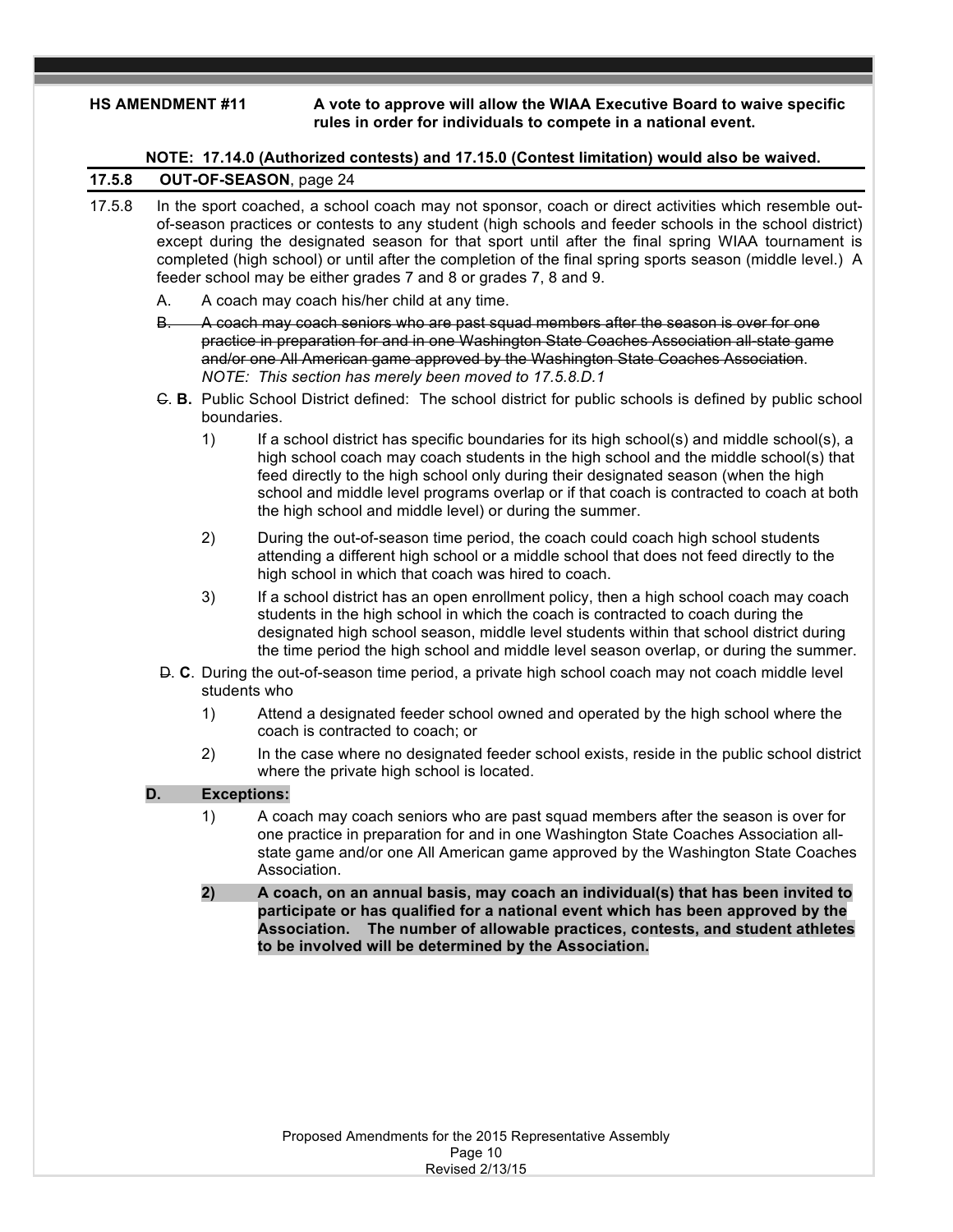**HS AMENDMENT #11** **A vote to approve will allow the WIAA Executive Board to waive specific rules in order for individuals to compete in a national event.**

**NOTE: 17.14.0 (Authorized contests) and 17.15.0 (Contest limitation) would also be waived.**

**17.5.8 OUT-OF-SEASON**, page 24

17.5.8 In the sport coached, a school coach may not sponsor, coach or direct activities which resemble out-of-season practices or contests to any student (high schools and feeder schools in the school district) except during the designated season for that sport until after the final spring WIAA tournament is completed (high school) or until after the completion of the final spring sports season (middle level.) A feeder school may be either grades 7 and 8 or grades 7, 8 and 9.

A. A coach may coach his/her child at any time.

~~B. A coach may coach seniors who are past squad members after the season is over for one practice in preparation for and in one Washington State Coaches Association all-state game and/or one All American game approved by the Washington State Coaches Association.~~ *NOTE: This section has merely been moved to 17.5.8.D.1*

~~C.~~ **B.** Public School District defined: The school district for public schools is defined by public school boundaries.

1) If a school district has specific boundaries for its high school(s) and middle school(s), a high school coach may coach students in the high school and the middle school(s) that feed directly to the high school only during their designated season (when the high school and middle level programs overlap or if that coach is contracted to coach at both the high school and middle level) or during the summer.

2) During the out-of-season time period, the coach could coach high school students attending a different high school or a middle school that does not feed directly to the high school in which that coach was hired to coach.

3) If a school district has an open enrollment policy, then a high school coach may coach students in the high school in which the coach is contracted to coach during the designated high school season, middle level students within that school district during the time period the high school and middle level season overlap, or during the summer.

~~D.~~ **C**. During the out-of-season time period, a private high school coach may not coach middle level students who

1) Attend a designated feeder school owned and operated by the high school where the coach is contracted to coach; or

2) In the case where no designated feeder school exists, reside in the public school district where the private high school is located.

**D. Exceptions:**

1) A coach may coach seniors who are past squad members after the season is over for one practice in preparation for and in one Washington State Coaches Association all-state game and/or one All American game approved by the Washington State Coaches Association.

**2) A coach, on an annual basis, may coach an individual(s) that has been invited to participate or has qualified for a national event which has been approved by the Association. The number of allowable practices, contests, and student athletes to be involved will be determined by the Association.**

Proposed Amendments for the 2015 Representative Assembly
Revised 2/13/15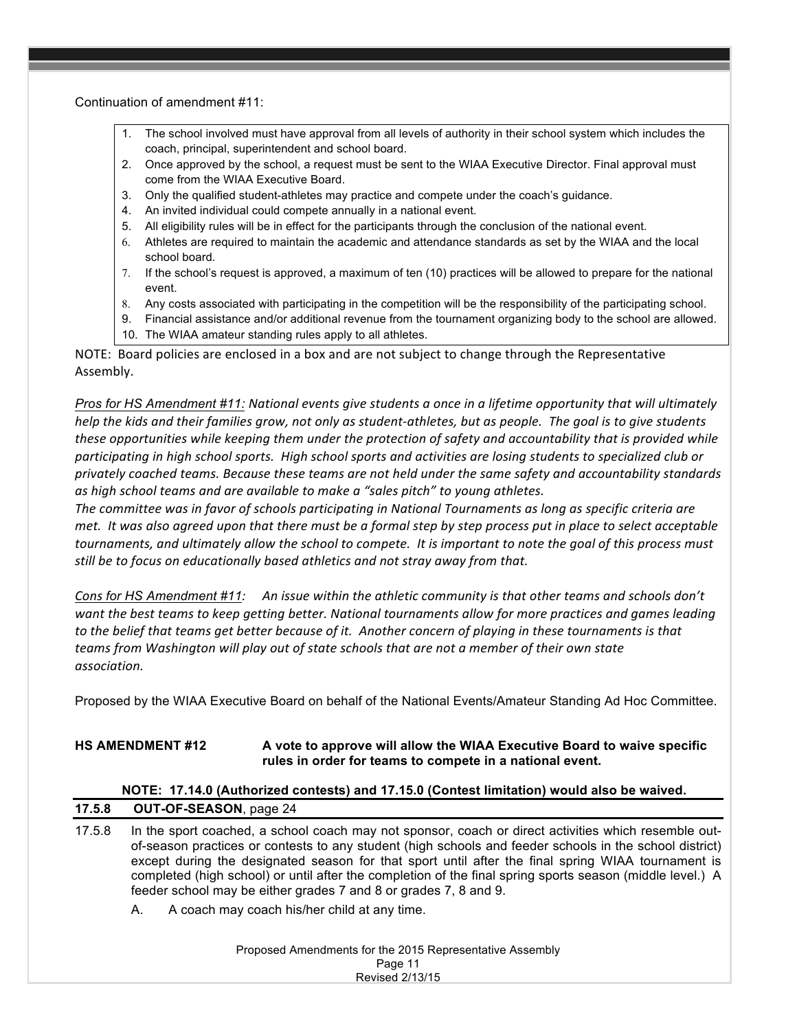Continuation of amendment #11:

1. The school involved must have approval from all levels of authority in their school system which includes the coach, principal, superintendent and school board.
2. Once approved by the school, a request must be sent to the WIAA Executive Director. Final approval must come from the WIAA Executive Board.
3. Only the qualified student-athletes may practice and compete under the coach's guidance.
4. An invited individual could compete annually in a national event.
5. All eligibility rules will be in effect for the participants through the conclusion of the national event.
6. Athletes are required to maintain the academic and attendance standards as set by the WIAA and the local school board.
7. If the school's request is approved, a maximum of ten (10) practices will be allowed to prepare for the national event.
8. Any costs associated with participating in the competition will be the responsibility of the participating school.
9. Financial assistance and/or additional revenue from the tournament organizing body to the school are allowed.
10. The WIAA amateur standing rules apply to all athletes.

NOTE: Board policies are enclosed in a box and are not subject to change through the Representative Assembly.

*<u>Pros for HS Amendment #11</u>: National events give students a once in a lifetime opportunity that will ultimately help the kids and their families grow, not only as student-athletes, but as people. The goal is to give students these opportunities while keeping them under the protection of safety and accountability that is provided while participating in high school sports. High school sports and activities are losing students to specialized club or privately coached teams. Because these teams are not held under the same safety and accountability standards as high school teams and are available to make a "sales pitch" to young athletes.*
*The committee was in favor of schools participating in National Tournaments as long as specific criteria are met. It was also agreed upon that there must be a formal step by step process put in place to select acceptable tournaments, and ultimately allow the school to compete. It is important to note the goal of this process must still be to focus on educationally based athletics and not stray away from that.*

*<u>Cons for HS Amendment #11</u>: An issue within the athletic community is that other teams and schools don't want the best teams to keep getting better. National tournaments allow for more practices and games leading to the belief that teams get better because of it. Another concern of playing in these tournaments is that teams from Washington will play out of state schools that are not a member of their own state association.*

Proposed by the WIAA Executive Board on behalf of the National Events/Amateur Standing Ad Hoc Committee.

**HS AMENDMENT #12 — A vote to approve will allow the WIAA Executive Board to waive specific rules in order for teams to compete in a national event.**

**NOTE: 17.14.0 (Authorized contests) and 17.15.0 (Contest limitation) would also be waived.**

**17.5.8 OUT-OF-SEASON**, page 24

17.5.8 In the sport coached, a school coach may not sponsor, coach or direct activities which resemble out-of-season practices or contests to any student (high schools and feeder schools in the school district) except during the designated season for that sport until after the final spring WIAA tournament is completed (high school) or until after the completion of the final spring sports season (middle level.) A feeder school may be either grades 7 and 8 or grades 7, 8 and 9.

A. A coach may coach his/her child at any time.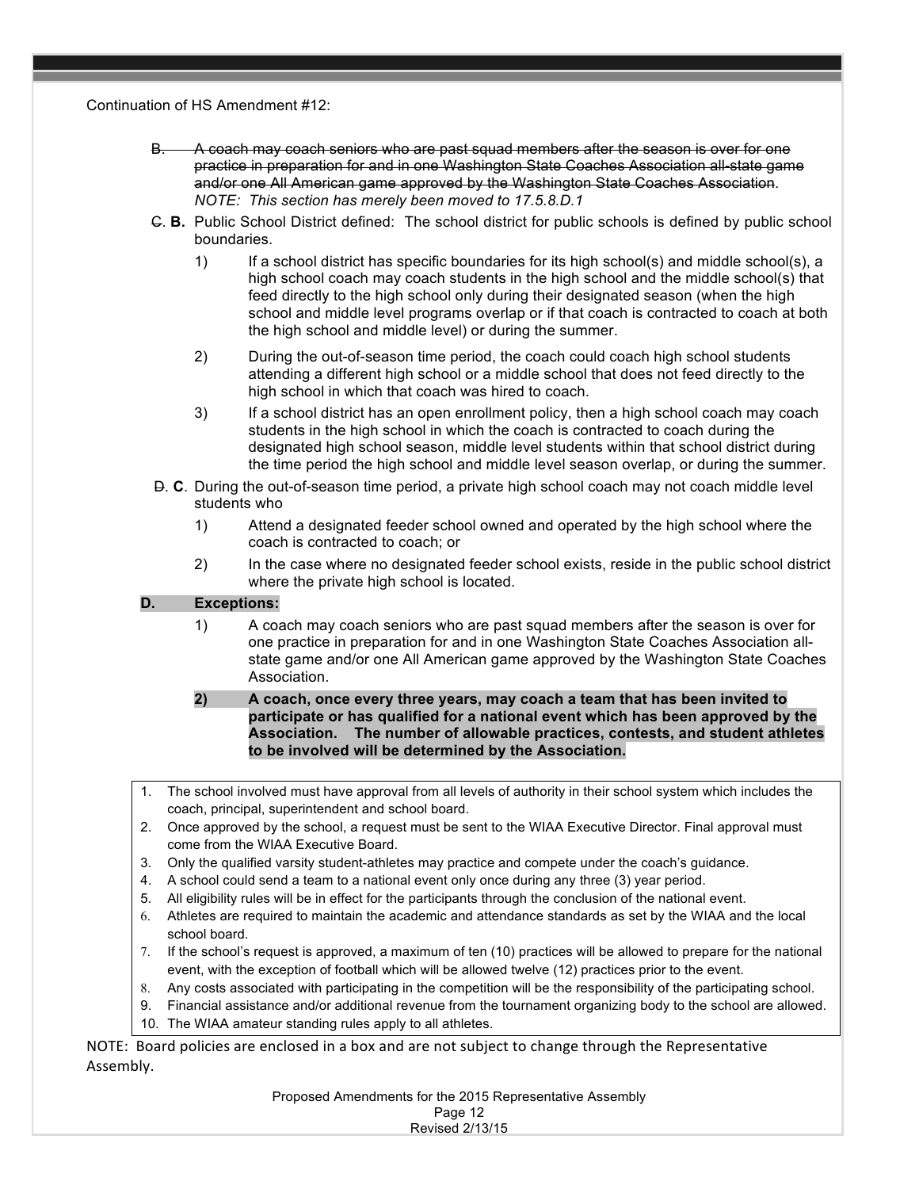Continuation of HS Amendment #12:

~~B. A coach may coach seniors who are past squad members after the season is over for one practice in preparation for and in one Washington State Coaches Association all-state game and/or one All American game approved by the Washington State Coaches Association.~~ *NOTE: This section has merely been moved to 17.5.8.D.1*

~~C.~~ **B.** Public School District defined: The school district for public schools is defined by public school boundaries.

1) If a school district has specific boundaries for its high school(s) and middle school(s), a high school coach may coach students in the high school and the middle school(s) that feed directly to the high school only during their designated season (when the high school and middle level programs overlap or if that coach is contracted to coach at both the high school and middle level) or during the summer.

2) During the out-of-season time period, the coach could coach high school students attending a different high school or a middle school that does not feed directly to the high school in which that coach was hired to coach.

3) If a school district has an open enrollment policy, then a high school coach may coach students in the high school in which the coach is contracted to coach during the designated high school season, middle level students within that school district during the time period the high school and middle level season overlap, or during the summer.

~~D.~~ **C**. During the out-of-season time period, a private high school coach may not coach middle level students who

1) Attend a designated feeder school owned and operated by the high school where the coach is contracted to coach; or

2) In the case where no designated feeder school exists, reside in the public school district where the private high school is located.

**D. Exceptions:**

1) A coach may coach seniors who are past squad members after the season is over for one practice in preparation for and in one Washington State Coaches Association all-state game and/or one All American game approved by the Washington State Coaches Association.

**2) A coach, once every three years, may coach a team that has been invited to participate or has qualified for a national event which has been approved by the Association. The number of allowable practices, contests, and student athletes to be involved will be determined by the Association.**

1. The school involved must have approval from all levels of authority in their school system which includes the coach, principal, superintendent and school board.
2. Once approved by the school, a request must be sent to the WIAA Executive Director. Final approval must come from the WIAA Executive Board.
3. Only the qualified varsity student-athletes may practice and compete under the coach's guidance.
4. A school could send a team to a national event only once during any three (3) year period.
5. All eligibility rules will be in effect for the participants through the conclusion of the national event.
6. Athletes are required to maintain the academic and attendance standards as set by the WIAA and the local school board.
7. If the school's request is approved, a maximum of ten (10) practices will be allowed to prepare for the national event, with the exception of football which will be allowed twelve (12) practices prior to the event.
8. Any costs associated with participating in the competition will be the responsibility of the participating school.
9. Financial assistance and/or additional revenue from the tournament organizing body to the school are allowed.
10. The WIAA amateur standing rules apply to all athletes.

NOTE: Board policies are enclosed in a box and are not subject to change through the Representative Assembly.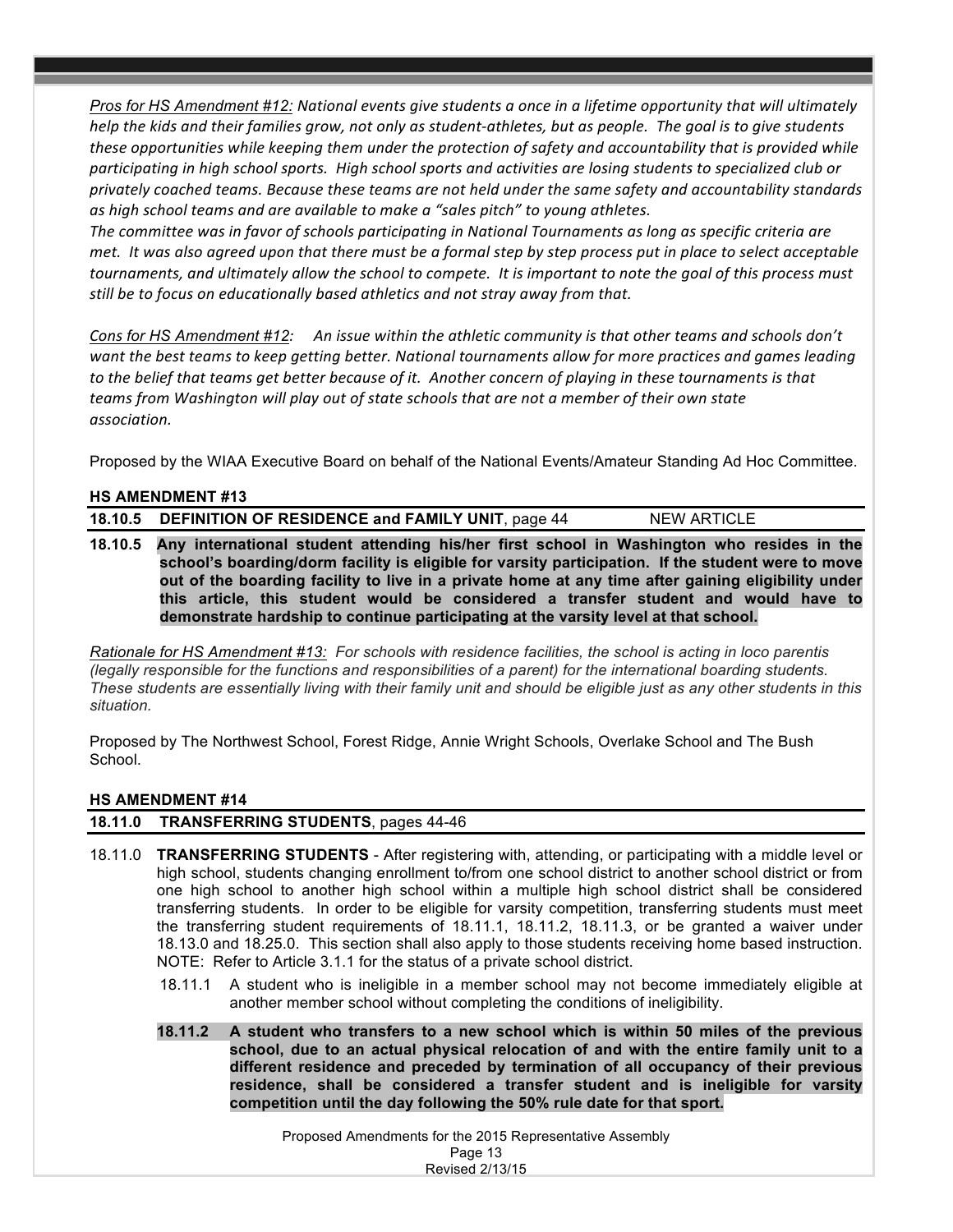*<u>Pros for HS Amendment #12:</u> National events give students a once in a lifetime opportunity that will ultimately help the kids and their families grow, not only as student-athletes, but as people. The goal is to give students these opportunities while keeping them under the protection of safety and accountability that is provided while participating in high school sports. High school sports and activities are losing students to specialized club or privately coached teams. Because these teams are not held under the same safety and accountability standards as high school teams and are available to make a "sales pitch" to young athletes.*
*The committee was in favor of schools participating in National Tournaments as long as specific criteria are met. It was also agreed upon that there must be a formal step by step process put in place to select acceptable tournaments, and ultimately allow the school to compete. It is important to note the goal of this process must still be to focus on educationally based athletics and not stray away from that.*

*<u>Cons for HS Amendment #12</u>: An issue within the athletic community is that other teams and schools don't want the best teams to keep getting better. National tournaments allow for more practices and games leading to the belief that teams get better because of it. Another concern of playing in these tournaments is that teams from Washington will play out of state schools that are not a member of their own state association.*

Proposed by the WIAA Executive Board on behalf of the National Events/Amateur Standing Ad Hoc Committee.

**HS AMENDMENT #13**

**18.10.5 DEFINITION OF RESIDENCE and FAMILY UNIT**, page 44 NEW ARTICLE

**18.10.5 Any international student attending his/her first school in Washington who resides in the school's boarding/dorm facility is eligible for varsity participation. If the student were to move out of the boarding facility to live in a private home at any time after gaining eligibility under this article, this student would be considered a transfer student and would have to demonstrate hardship to continue participating at the varsity level at that school.**

*<u>Rationale for HS Amendment #13:</u> For schools with residence facilities, the school is acting in loco parentis (legally responsible for the functions and responsibilities of a parent) for the international boarding students. These students are essentially living with their family unit and should be eligible just as any other students in this situation.*

Proposed by The Northwest School, Forest Ridge, Annie Wright Schools, Overlake School and The Bush School.

**HS AMENDMENT #14**

**18.11.0 TRANSFERRING STUDENTS**, pages 44-46

18.11.0 **TRANSFERRING STUDENTS** - After registering with, attending, or participating with a middle level or high school, students changing enrollment to/from one school district to another school district or from one high school to another high school within a multiple high school district shall be considered transferring students. In order to be eligible for varsity competition, transferring students must meet the transferring student requirements of 18.11.1, 18.11.2, 18.11.3, or be granted a waiver under 18.13.0 and 18.25.0. This section shall also apply to those students receiving home based instruction. NOTE: Refer to Article 3.1.1 for the status of a private school district.

18.11.1 A student who is ineligible in a member school may not become immediately eligible at another member school without completing the conditions of ineligibility.

**18.11.2 A student who transfers to a new school which is within 50 miles of the previous school, due to an actual physical relocation of and with the entire family unit to a different residence and preceded by termination of all occupancy of their previous residence, shall be considered a transfer student and is ineligible for varsity competition until the day following the 50% rule date for that sport.**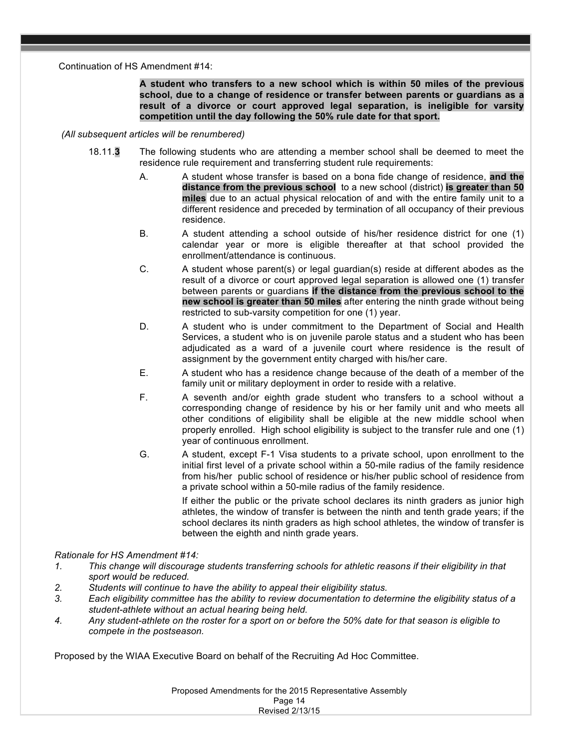Continuation of HS Amendment #14:

> **A student who transfers to a new school which is within 50 miles of the previous school, due to a change of residence or transfer between parents or guardians as a result of a divorce or court approved legal separation, is ineligible for varsity competition until the day following the 50% rule date for that sport.**

*(All subsequent articles will be renumbered)*

18.11.**3** The following students who are attending a member school shall be deemed to meet the residence rule requirement and transferring student rule requirements:

A. A student whose transfer is based on a bona fide change of residence, **and the distance from the previous school** to a new school (district) **is greater than 50 miles** due to an actual physical relocation of and with the entire family unit to a different residence and preceded by termination of all occupancy of their previous residence.

B. A student attending a school outside of his/her residence district for one (1) calendar year or more is eligible thereafter at that school provided the enrollment/attendance is continuous.

C. A student whose parent(s) or legal guardian(s) reside at different abodes as the result of a divorce or court approved legal separation is allowed one (1) transfer between parents or guardians **if the distance from the previous school to the new school is greater than 50 miles** after entering the ninth grade without being restricted to sub-varsity competition for one (1) year.

D. A student who is under commitment to the Department of Social and Health Services, a student who is on juvenile parole status and a student who has been adjudicated as a ward of a juvenile court where residence is the result of assignment by the government entity charged with his/her care.

E. A student who has a residence change because of the death of a member of the family unit or military deployment in order to reside with a relative.

F. A seventh and/or eighth grade student who transfers to a school without a corresponding change of residence by his or her family unit and who meets all other conditions of eligibility shall be eligible at the new middle school when properly enrolled. High school eligibility is subject to the transfer rule and one (1) year of continuous enrollment.

G. A student, except F-1 Visa students to a private school, upon enrollment to the initial first level of a private school within a 50-mile radius of the family residence from his/her public school of residence or his/her public school of residence from a private school within a 50-mile radius of the family residence.

If either the public or the private school declares its ninth graders as junior high athletes, the window of transfer is between the ninth and tenth grade years; if the school declares its ninth graders as high school athletes, the window of transfer is between the eighth and ninth grade years.

*Rationale for HS Amendment #14:*

1. *This change will discourage students transferring schools for athletic reasons if their eligibility in that sport would be reduced.*
2. *Students will continue to have the ability to appeal their eligibility status.*
3. *Each eligibility committee has the ability to review documentation to determine the eligibility status of a student-athlete without an actual hearing being held.*
4. *Any student-athlete on the roster for a sport on or before the 50% date for that season is eligible to compete in the postseason.*

Proposed by the WIAA Executive Board on behalf of the Recruiting Ad Hoc Committee.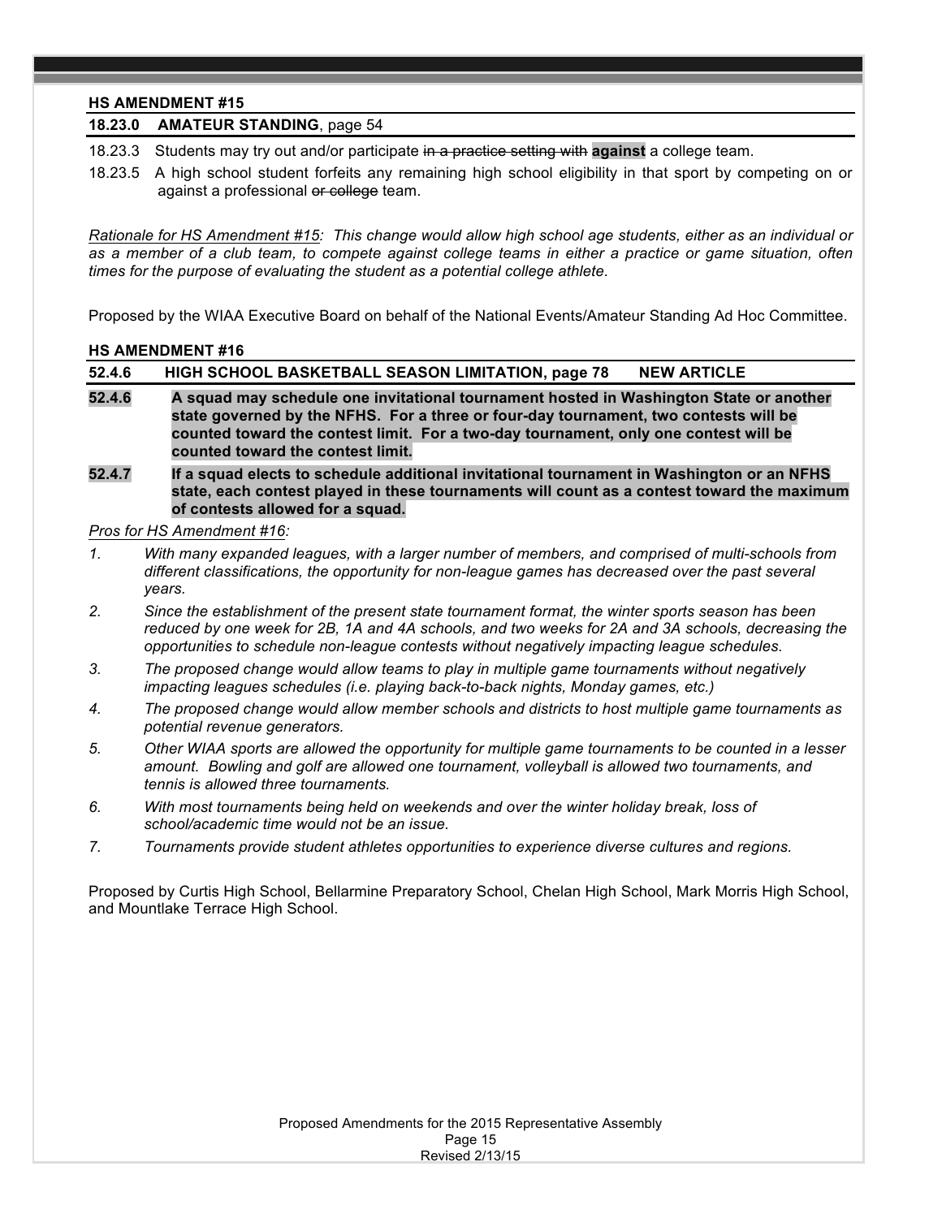**HS AMENDMENT #15**

**18.23.0 AMATEUR STANDING**, page 54

18.23.3 Students may try out and/or participate ~~in a practice setting with~~ **against** a college team.

18.23.5 A high school student forfeits any remaining high school eligibility in that sport by competing on or against a professional ~~or college~~ team.

*Rationale for HS Amendment #15: This change would allow high school age students, either as an individual or as a member of a club team, to compete against college teams in either a practice or game situation, often times for the purpose of evaluating the student as a potential college athlete.*

Proposed by the WIAA Executive Board on behalf of the National Events/Amateur Standing Ad Hoc Committee.

**HS AMENDMENT #16**

**52.4.6 HIGH SCHOOL BASKETBALL SEASON LIMITATION, page 78 NEW ARTICLE**

**52.4.6** **A squad may schedule one invitational tournament hosted in Washington State or another state governed by the NFHS. For a three or four-day tournament, two contests will be counted toward the contest limit. For a two-day tournament, only one contest will be counted toward the contest limit.**

**52.4.7** **If a squad elects to schedule additional invitational tournament in Washington or an NFHS state, each contest played in these tournaments will count as a contest toward the maximum of contests allowed for a squad.**

*Pros for HS Amendment #16:*

1. *With many expanded leagues, with a larger number of members, and comprised of multi-schools from different classifications, the opportunity for non-league games has decreased over the past several years.*
2. *Since the establishment of the present state tournament format, the winter sports season has been reduced by one week for 2B, 1A and 4A schools, and two weeks for 2A and 3A schools, decreasing the opportunities to schedule non-league contests without negatively impacting league schedules.*
3. *The proposed change would allow teams to play in multiple game tournaments without negatively impacting leagues schedules (i.e. playing back-to-back nights, Monday games, etc.)*
4. *The proposed change would allow member schools and districts to host multiple game tournaments as potential revenue generators.*
5. *Other WIAA sports are allowed the opportunity for multiple game tournaments to be counted in a lesser amount. Bowling and golf are allowed one tournament, volleyball is allowed two tournaments, and tennis is allowed three tournaments.*
6. *With most tournaments being held on weekends and over the winter holiday break, loss of school/academic time would not be an issue.*
7. *Tournaments provide student athletes opportunities to experience diverse cultures and regions.*

Proposed by Curtis High School, Bellarmine Preparatory School, Chelan High School, Mark Morris High School, and Mountlake Terrace High School.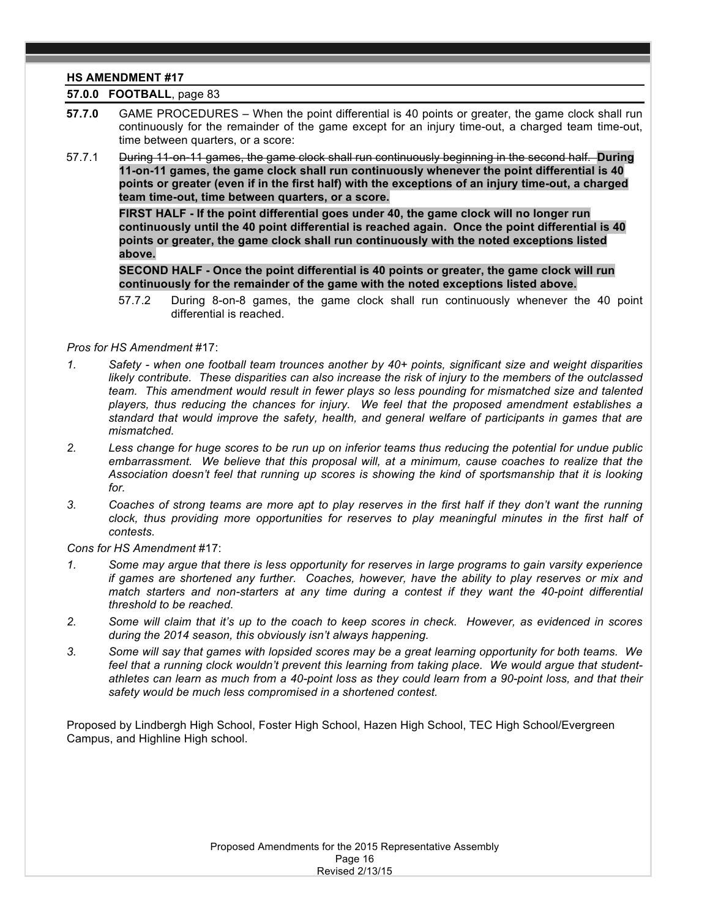**HS AMENDMENT #17**

**57.0.0 FOOTBALL**, page 83

**57.7.0** GAME PROCEDURES – When the point differential is 40 points or greater, the game clock shall run continuously for the remainder of the game except for an injury time-out, a charged team time-out, time between quarters, or a score:

57.7.1 ~~During 11-on-11 games, the game clock shall run continuously beginning in the second half.~~ **During 11-on-11 games, the game clock shall run continuously whenever the point differential is 40 points or greater (even if in the first half) with the exceptions of an injury time-out, a charged team time-out, time between quarters, or a score.**

**FIRST HALF - If the point differential goes under 40, the game clock will no longer run continuously until the 40 point differential is reached again. Once the point differential is 40 points or greater, the game clock shall run continuously with the noted exceptions listed above.**

**SECOND HALF - Once the point differential is 40 points or greater, the game clock will run continuously for the remainder of the game with the noted exceptions listed above.**

57.7.2 During 8-on-8 games, the game clock shall run continuously whenever the 40 point differential is reached.

*Pros for HS Amendment* #17:

1. *Safety - when one football team trounces another by 40+ points, significant size and weight disparities likely contribute. These disparities can also increase the risk of injury to the members of the outclassed team. This amendment would result in fewer plays so less pounding for mismatched size and talented players, thus reducing the chances for injury. We feel that the proposed amendment establishes a standard that would improve the safety, health, and general welfare of participants in games that are mismatched.*
2. *Less change for huge scores to be run up on inferior teams thus reducing the potential for undue public embarrassment. We believe that this proposal will, at a minimum, cause coaches to realize that the Association doesn't feel that running up scores is showing the kind of sportsmanship that it is looking for.*
3. *Coaches of strong teams are more apt to play reserves in the first half if they don't want the running clock, thus providing more opportunities for reserves to play meaningful minutes in the first half of contests.*

*Cons for HS Amendment* #17:

1. *Some may argue that there is less opportunity for reserves in large programs to gain varsity experience if games are shortened any further. Coaches, however, have the ability to play reserves or mix and match starters and non-starters at any time during a contest if they want the 40-point differential threshold to be reached.*
2. *Some will claim that it's up to the coach to keep scores in check. However, as evidenced in scores during the 2014 season, this obviously isn't always happening.*
3. *Some will say that games with lopsided scores may be a great learning opportunity for both teams. We feel that a running clock wouldn't prevent this learning from taking place. We would argue that student-athletes can learn as much from a 40-point loss as they could learn from a 90-point loss, and that their safety would be much less compromised in a shortened contest.*

Proposed by Lindbergh High School, Foster High School, Hazen High School, TEC High School/Evergreen Campus, and Highline High school.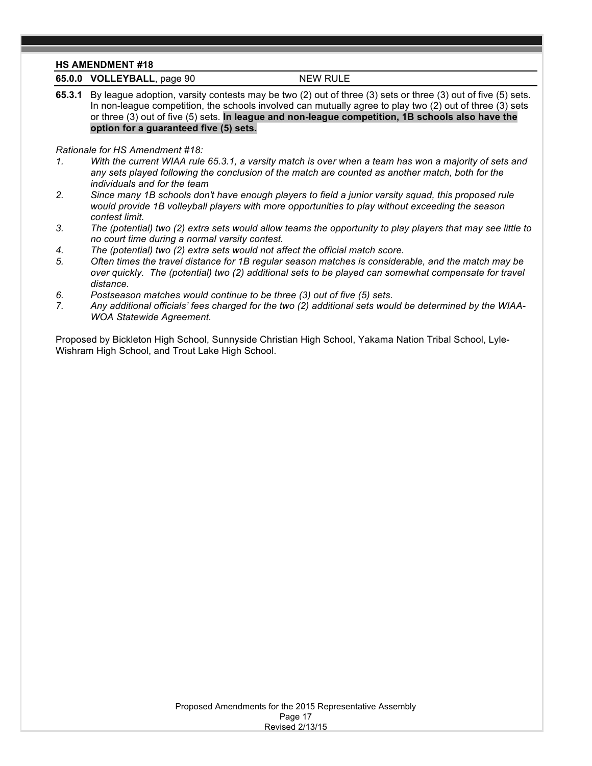**HS AMENDMENT #18**

**65.0.0 VOLLEYBALL**, page 90 NEW RULE

**65.3.1** By league adoption, varsity contests may be two (2) out of three (3) sets or three (3) out of five (5) sets. In non-league competition, the schools involved can mutually agree to play two (2) out of three (3) sets or three (3) out of five (5) sets. **In league and non-league competition, 1B schools also have the option for a guaranteed five (5) sets.**

*Rationale for HS Amendment #18:*

1. *With the current WIAA rule 65.3.1, a varsity match is over when a team has won a majority of sets and any sets played following the conclusion of the match are counted as another match, both for the individuals and for the team*
2. *Since many 1B schools don't have enough players to field a junior varsity squad, this proposed rule would provide 1B volleyball players with more opportunities to play without exceeding the season contest limit.*
3. *The (potential) two (2) extra sets would allow teams the opportunity to play players that may see little to no court time during a normal varsity contest.*
4. *The (potential) two (2) extra sets would not affect the official match score.*
5. *Often times the travel distance for 1B regular season matches is considerable, and the match may be over quickly. The (potential) two (2) additional sets to be played can somewhat compensate for travel distance.*
6. *Postseason matches would continue to be three (3) out of five (5) sets.*
7. *Any additional officials' fees charged for the two (2) additional sets would be determined by the WIAA-WOA Statewide Agreement.*

Proposed by Bickleton High School, Sunnyside Christian High School, Yakama Nation Tribal School, Lyle-Wishram High School, and Trout Lake High School.